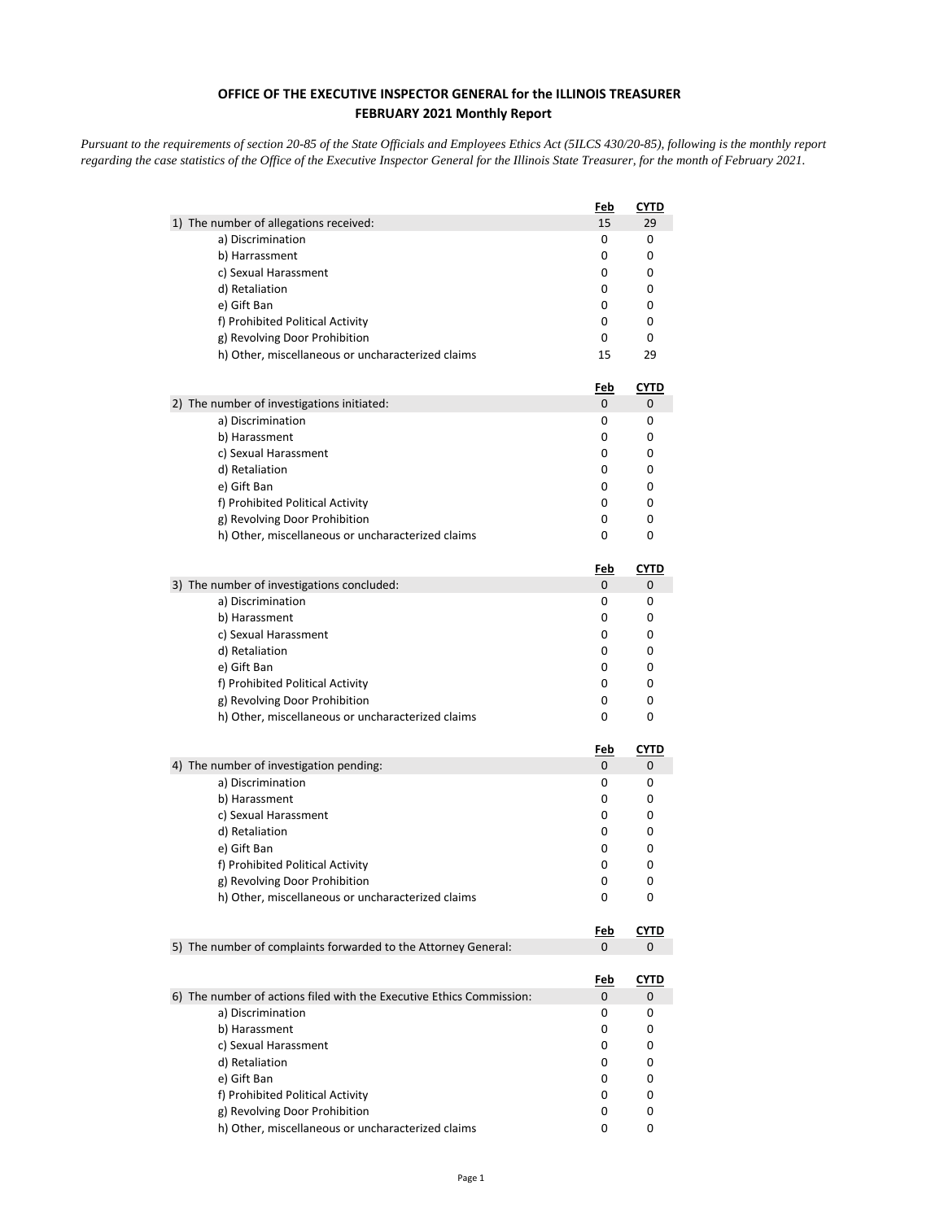**OFFICE OF THE EXECUTIVE INSPECTOR GENERAL for the ILLINOIS TREASURER**
**FEBRUARY 2021 Monthly Report**

*Pursuant to the requirements of section 20-85 of the State Officials and Employees Ethics Act (5ILCS 430/20-85), following is the monthly report regarding the case statistics of the Office of the Executive Inspector General for the Illinois State Treasurer, for the month of February 2021.*

| | Feb | CYTD |
|---|---|---|
| 1) The number of allegations received: | 15 | 29 |
| a) Discrimination | 0 | 0 |
| b) Harrassment | 0 | 0 |
| c) Sexual Harassment | 0 | 0 |
| d) Retaliation | 0 | 0 |
| e) Gift Ban | 0 | 0 |
| f) Prohibited Political Activity | 0 | 0 |
| g) Revolving Door Prohibition | 0 | 0 |
| h) Other, miscellaneous or uncharacterized claims | 15 | 29 |

| | Feb | CYTD |
|---|---|---|
| 2) The number of investigations initiated: | 0 | 0 |
| a) Discrimination | 0 | 0 |
| b) Harassment | 0 | 0 |
| c) Sexual Harassment | 0 | 0 |
| d) Retaliation | 0 | 0 |
| e) Gift Ban | 0 | 0 |
| f) Prohibited Political Activity | 0 | 0 |
| g) Revolving Door Prohibition | 0 | 0 |
| h) Other, miscellaneous or uncharacterized claims | 0 | 0 |

| | Feb | CYTD |
|---|---|---|
| 3) The number of investigations concluded: | 0 | 0 |
| a) Discrimination | 0 | 0 |
| b) Harassment | 0 | 0 |
| c) Sexual Harassment | 0 | 0 |
| d) Retaliation | 0 | 0 |
| e) Gift Ban | 0 | 0 |
| f) Prohibited Political Activity | 0 | 0 |
| g) Revolving Door Prohibition | 0 | 0 |
| h) Other, miscellaneous or uncharacterized claims | 0 | 0 |

| | Feb | CYTD |
|---|---|---|
| 4) The number of investigation pending: | 0 | 0 |
| a) Discrimination | 0 | 0 |
| b) Harassment | 0 | 0 |
| c) Sexual Harassment | 0 | 0 |
| d) Retaliation | 0 | 0 |
| e) Gift Ban | 0 | 0 |
| f) Prohibited Political Activity | 0 | 0 |
| g) Revolving Door Prohibition | 0 | 0 |
| h) Other, miscellaneous or uncharacterized claims | 0 | 0 |

| | Feb | CYTD |
|---|---|---|
| 5) The number of complaints forwarded to the Attorney General: | 0 | 0 |

| | Feb | CYTD |
|---|---|---|
| 6) The number of actions filed with the Executive Ethics Commission: | 0 | 0 |
| a) Discrimination | 0 | 0 |
| b) Harassment | 0 | 0 |
| c) Sexual Harassment | 0 | 0 |
| d) Retaliation | 0 | 0 |
| e) Gift Ban | 0 | 0 |
| f) Prohibited Political Activity | 0 | 0 |
| g) Revolving Door Prohibition | 0 | 0 |
| h) Other, miscellaneous or uncharacterized claims | 0 | 0 |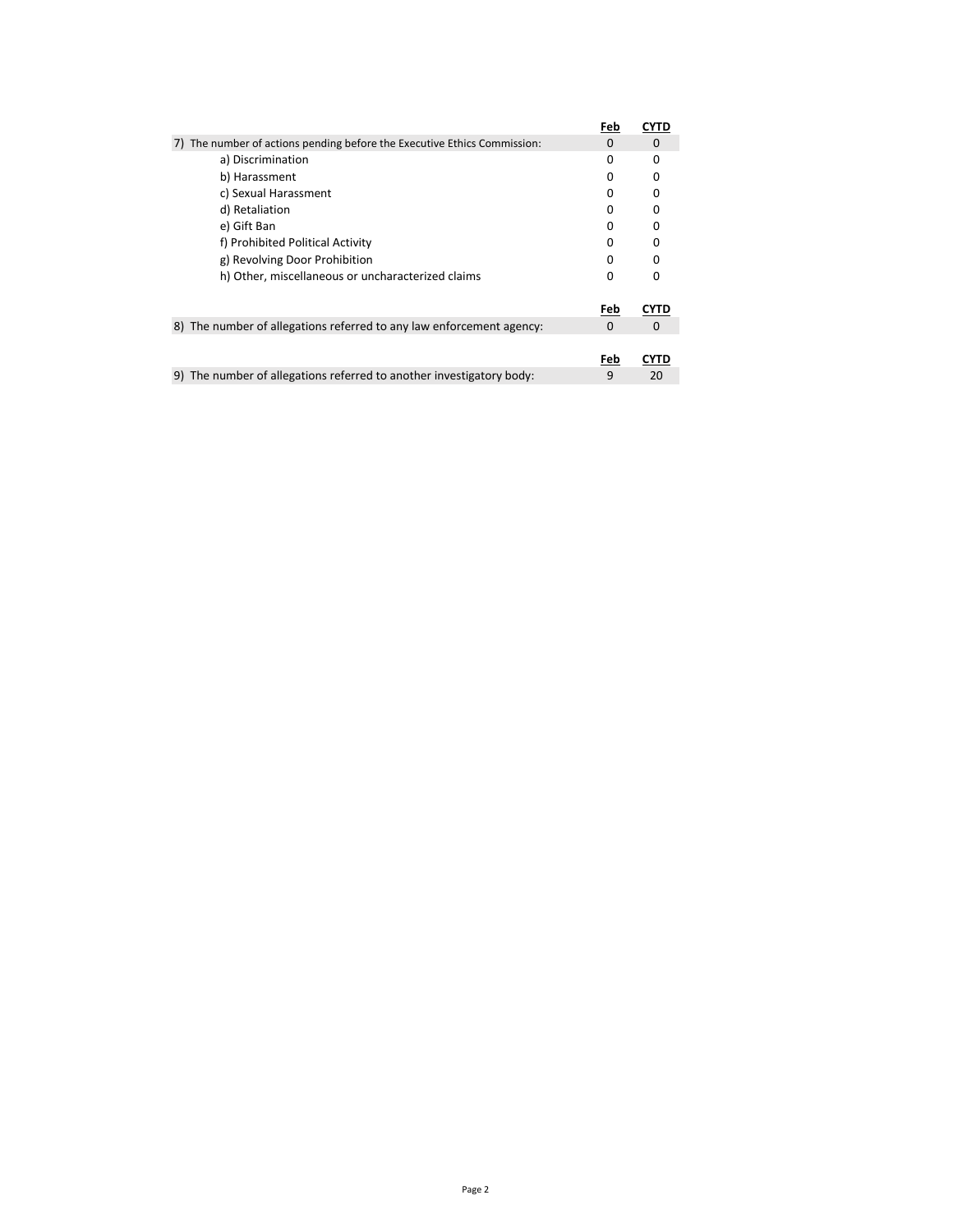| | Feb | CYTD |
|---|---|---|
| 7) The number of actions pending before the Executive Ethics Commission: | 0 | 0 |
| a) Discrimination | 0 | 0 |
| b) Harassment | 0 | 0 |
| c) Sexual Harassment | 0 | 0 |
| d) Retaliation | 0 | 0 |
| e) Gift Ban | 0 | 0 |
| f) Prohibited Political Activity | 0 | 0 |
| g) Revolving Door Prohibition | 0 | 0 |
| h) Other, miscellaneous or uncharacterized claims | 0 | 0 |

| | Feb | CYTD |
|---|---|---|
| 8) The number of allegations referred to any law enforcement agency: | 0 | 0 |

| | Feb | CYTD |
|---|---|---|
| 9) The number of allegations referred to another investigatory body: | 9 | 20 |